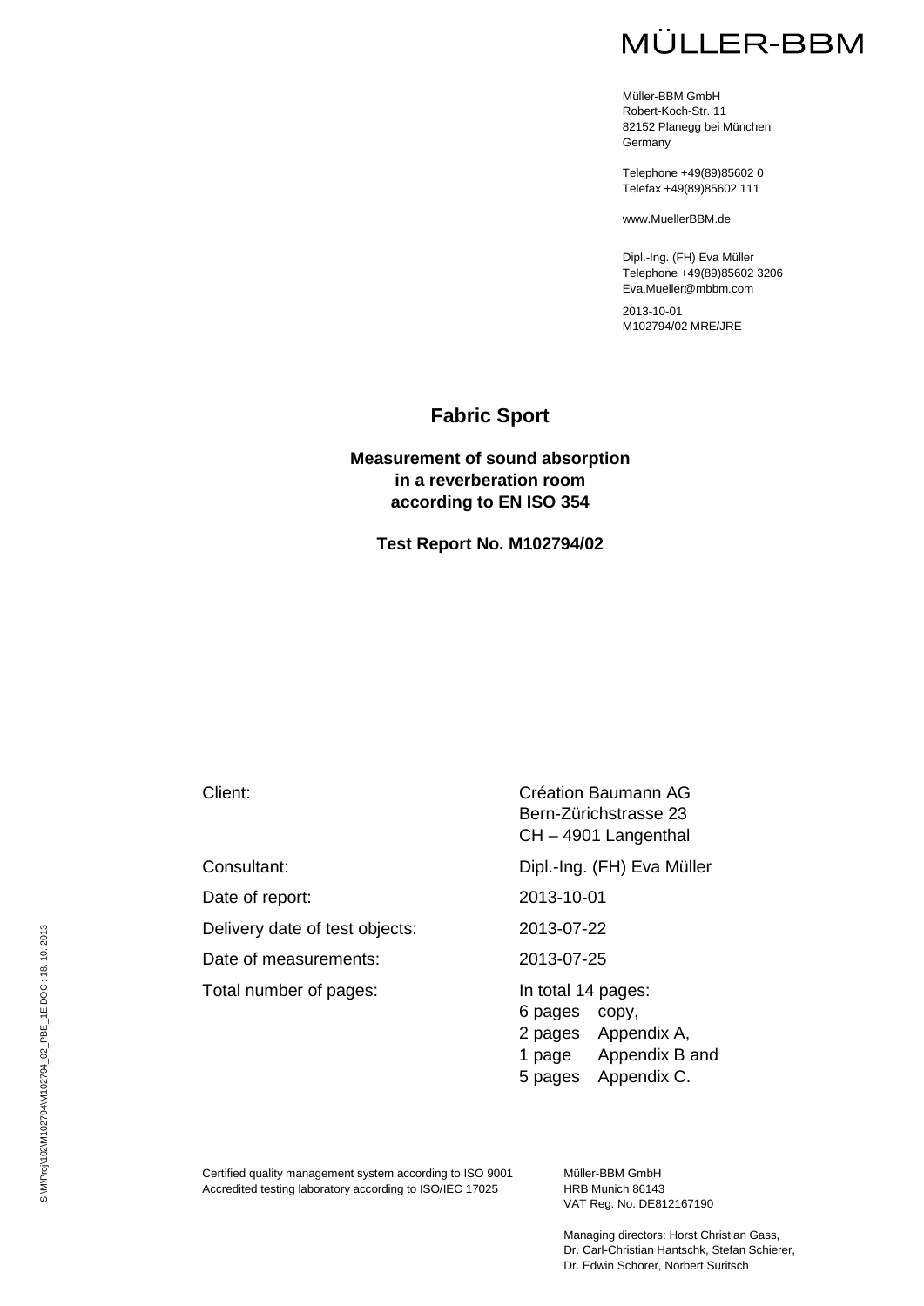MÜLLER-BBM

Müller-BBM GmbH
Robert-Koch-Str. 11
82152 Planegg bei München
Germany

Telephone +49(89)85602 0
Telefax +49(89)85602 111

www.MuellerBBM.de

Dipl.-Ing. (FH) Eva Müller
Telephone +49(89)85602 3206
Eva.Mueller@mbbm.com

2013-10-01
M102794/02 MRE/JRE

# Fabric Sport

## Measurement of sound absorption in a reverberation room according to EN ISO 354

### Test Report No. M102794/02

| | |
|---|---|
| Client: | Création Baumann AG<br>Bern-Zürichstrasse 23<br>CH – 4901 Langenthal |
| Consultant: | Dipl.-Ing. (FH) Eva Müller |
| Date of report: | 2013-10-01 |
| Delivery date of test objects: | 2013-07-22 |
| Date of measurements: | 2013-07-25 |
| Total number of pages: | In total 14 pages:<br>6 pages copy,<br>2 pages Appendix A,<br>1 page Appendix B and<br>5 pages Appendix C. |

S:\M\Proj\102\M102794\M102794_02_PBE_1E.DOC : 18. 10. 2013

Certified quality management system according to ISO 9001
Accredited testing laboratory according to ISO/IEC 17025

Müller-BBM GmbH
HRB Munich 86143
VAT Reg. No. DE812167190

Managing directors: Horst Christian Gass, Dr. Carl-Christian Hantschk, Stefan Schierer, Dr. Edwin Schorer, Norbert Suritsch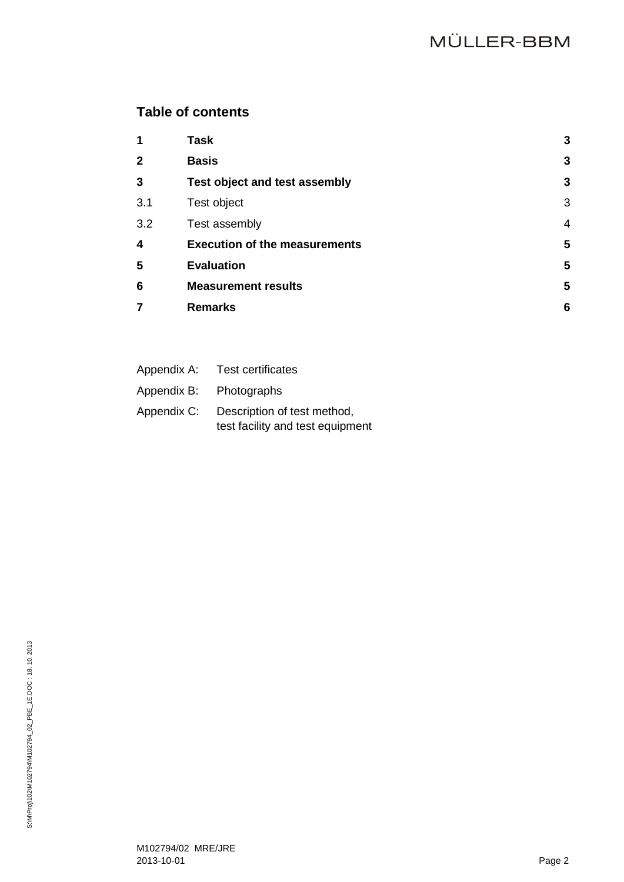## Table of contents

| | | |
|---|---|---|
| **1** | **Task** | **3** |
| **2** | **Basis** | **3** |
| **3** | **Test object and test assembly** | **3** |
| 3.1 | Test object | 3 |
| 3.2 | Test assembly | 4 |
| **4** | **Execution of the measurements** | **5** |
| **5** | **Evaluation** | **5** |
| **6** | **Measurement results** | **5** |
| **7** | **Remarks** | **6** |

Appendix A: Test certificates

Appendix B: Photographs

Appendix C: Description of test method, test facility and test equipment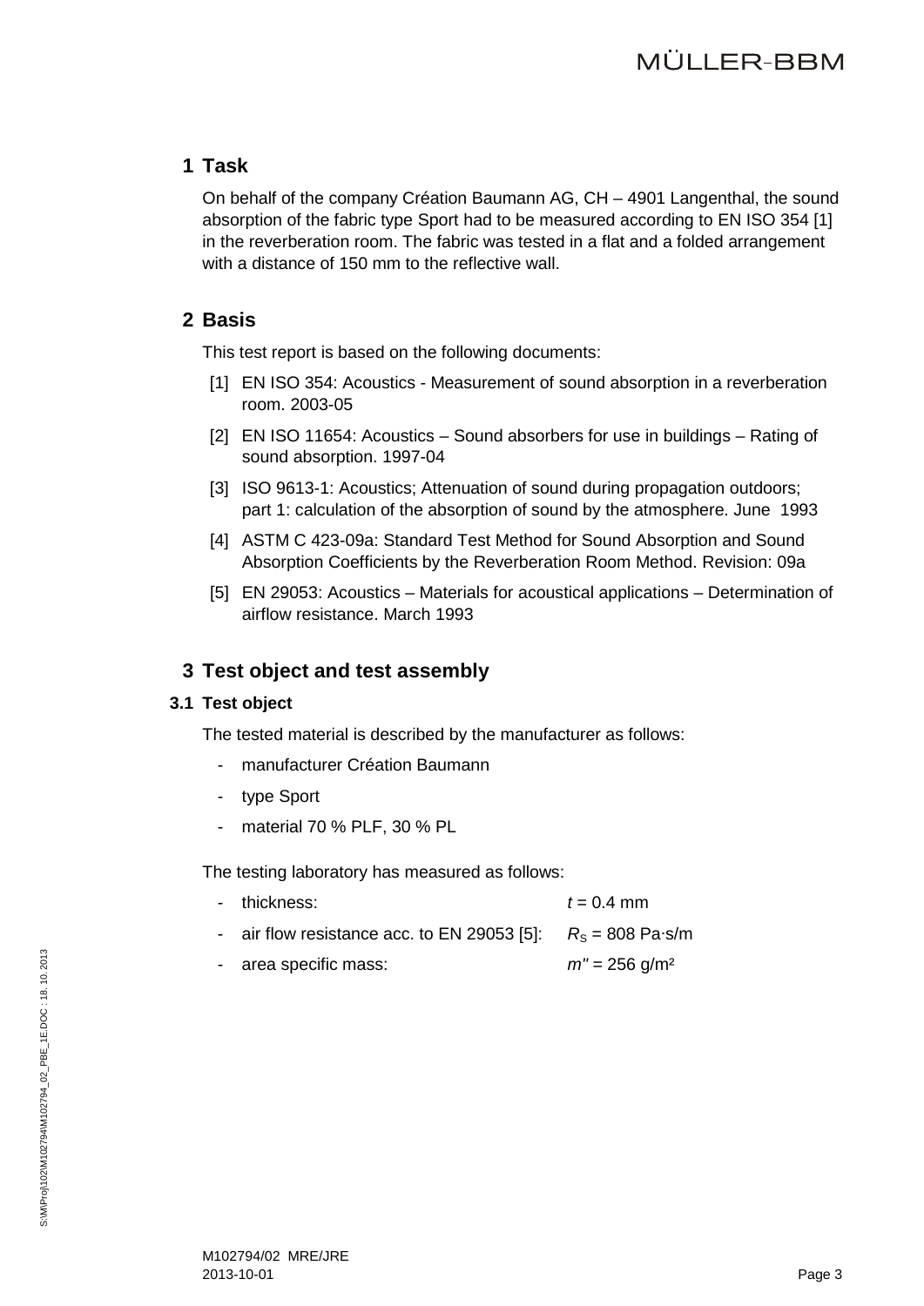# 1 Task

On behalf of the company Création Baumann AG, CH – 4901 Langenthal, the sound absorption of the fabric type Sport had to be measured according to EN ISO 354 [1] in the reverberation room. The fabric was tested in a flat and a folded arrangement with a distance of 150 mm to the reflective wall.

# 2 Basis

This test report is based on the following documents:

[1] EN ISO 354: Acoustics - Measurement of sound absorption in a reverberation room. 2003-05

[2] EN ISO 11654: Acoustics – Sound absorbers for use in buildings – Rating of sound absorption. 1997-04

[3] ISO 9613-1: Acoustics; Attenuation of sound during propagation outdoors; part 1: calculation of the absorption of sound by the atmosphere. June 1993

[4] ASTM C 423-09a: Standard Test Method for Sound Absorption and Sound Absorption Coefficients by the Reverberation Room Method. Revision: 09a

[5] EN 29053: Acoustics – Materials for acoustical applications – Determination of airflow resistance. March 1993

# 3 Test object and test assembly

## 3.1 Test object

The tested material is described by the manufacturer as follows:

- manufacturer Création Baumann
- type Sport
- material 70 % PLF, 30 % PL

The testing laboratory has measured as follows:

- thickness: $t$ = 0.4 mm
- air flow resistance acc. to EN 29053 [5]: $R_S$ = 808 Pa·s/m
- area specific mass: $m''$ = 256 g/m²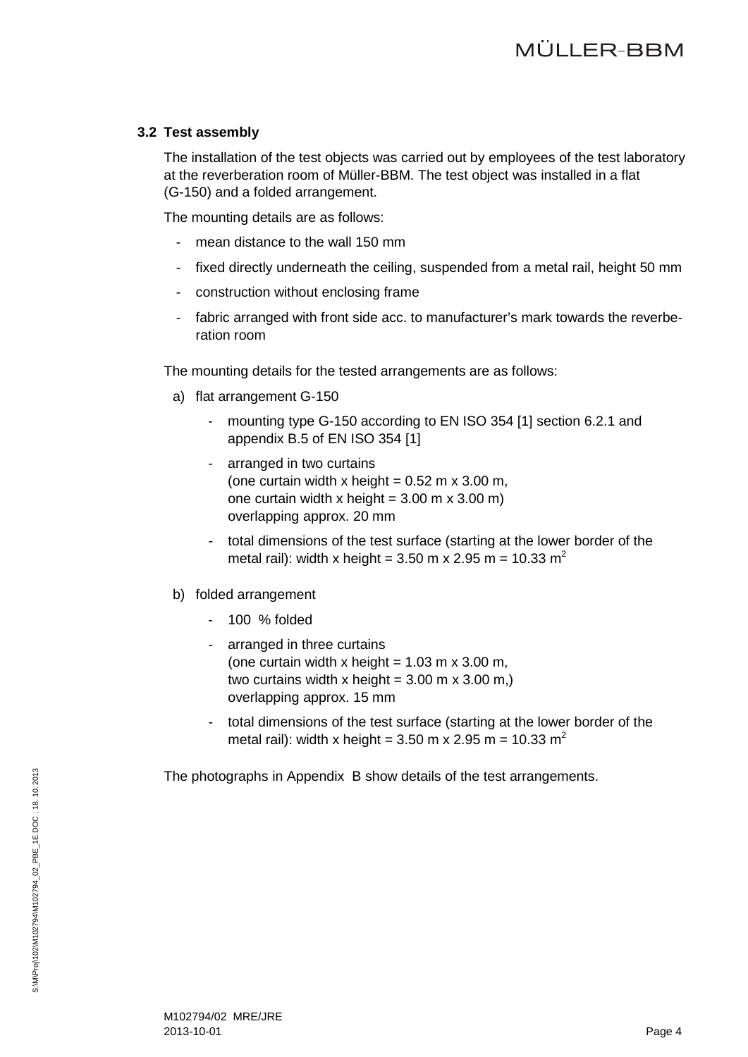### 3.2 Test assembly

The installation of the test objects was carried out by employees of the test laboratory at the reverberation room of Müller-BBM. The test object was installed in a flat (G-150) and a folded arrangement.

The mounting details are as follows:

- mean distance to the wall 150 mm
- fixed directly underneath the ceiling, suspended from a metal rail, height 50 mm
- construction without enclosing frame
- fabric arranged with front side acc. to manufacturer's mark towards the reverberation room

The mounting details for the tested arrangements are as follows:

a) flat arrangement G-150

   - mounting type G-150 according to EN ISO 354 [1] section 6.2.1 and appendix B.5 of EN ISO 354 [1]
   - arranged in two curtains
     (one curtain width x height = 0.52 m x 3.00 m,
     one curtain width x height = 3.00 m x 3.00 m)
     overlapping approx. 20 mm
   - total dimensions of the test surface (starting at the lower border of the metal rail): width x height = 3.50 m x 2.95 m = 10.33 $m^2$

b) folded arrangement

   - 100 % folded
   - arranged in three curtains
     (one curtain width x height = 1.03 m x 3.00 m,
     two curtains width x height = 3.00 m x 3.00 m,)
     overlapping approx. 15 mm
   - total dimensions of the test surface (starting at the lower border of the metal rail): width x height = 3.50 m x 2.95 m = 10.33 $m^2$

The photographs in Appendix B show details of the test arrangements.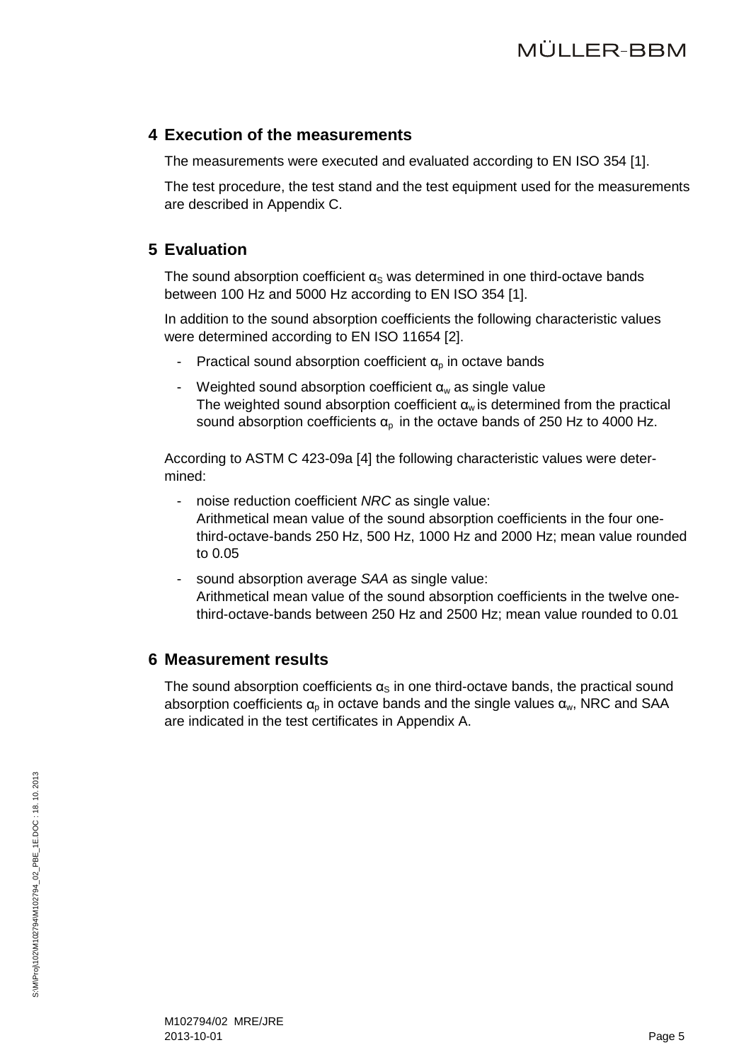## 4 Execution of the measurements

The measurements were executed and evaluated according to EN ISO 354 [1].

The test procedure, the test stand and the test equipment used for the measurements are described in Appendix C.

## 5 Evaluation

The sound absorption coefficient $\alpha_S$ was determined in one third-octave bands between 100 Hz and 5000 Hz according to EN ISO 354 [1].

In addition to the sound absorption coefficients the following characteristic values were determined according to EN ISO 11654 [2].

- Practical sound absorption coefficient $\alpha_p$ in octave bands
- Weighted sound absorption coefficient $\alpha_w$ as single value
  The weighted sound absorption coefficient $\alpha_w$ is determined from the practical sound absorption coefficients $\alpha_p$ in the octave bands of 250 Hz to 4000 Hz.

According to ASTM C 423-09a [4] the following characteristic values were determined:

- noise reduction coefficient *NRC* as single value:
  Arithmetical mean value of the sound absorption coefficients in the four one-third-octave-bands 250 Hz, 500 Hz, 1000 Hz and 2000 Hz; mean value rounded to 0.05
- sound absorption average *SAA* as single value:
  Arithmetical mean value of the sound absorption coefficients in the twelve one-third-octave-bands between 250 Hz and 2500 Hz; mean value rounded to 0.01

## 6 Measurement results

The sound absorption coefficients $\alpha_S$ in one third-octave bands, the practical sound absorption coefficients $\alpha_p$ in octave bands and the single values $\alpha_w$, NRC and SAA are indicated in the test certificates in Appendix A.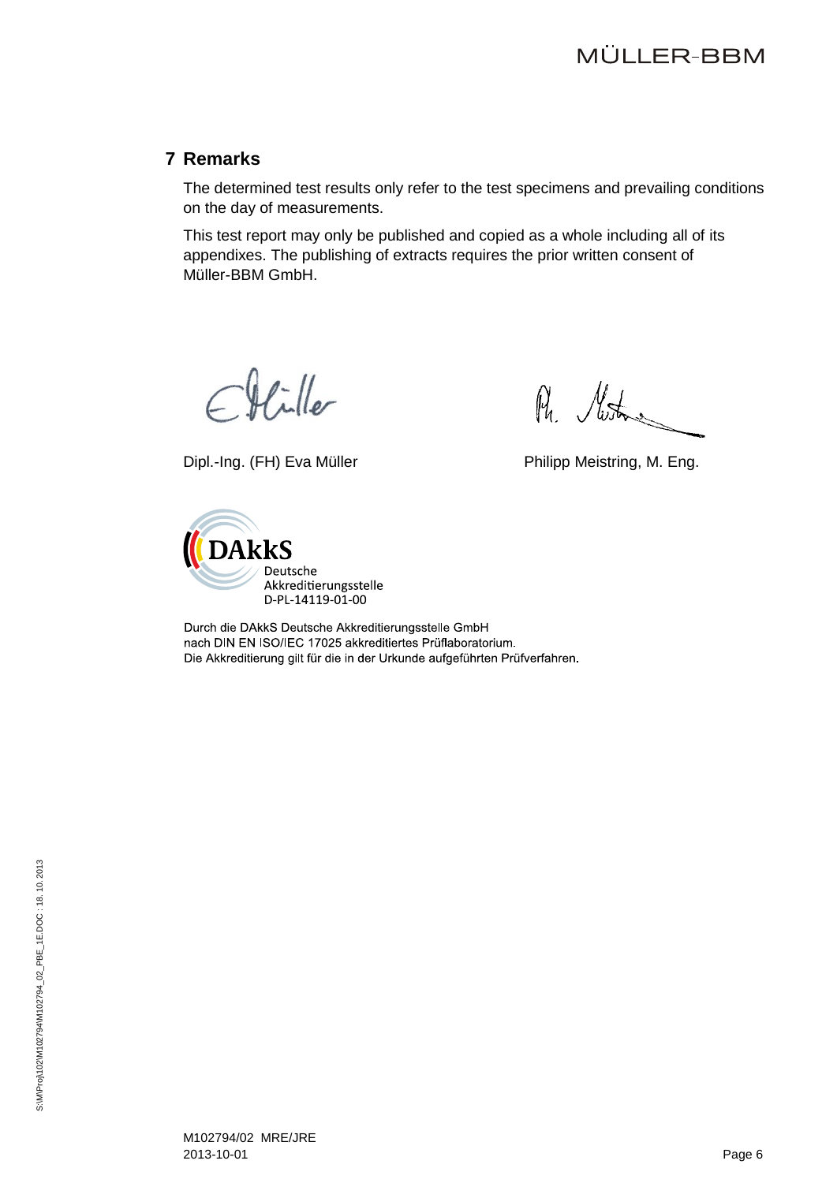## 7 Remarks

The determined test results only refer to the test specimens and prevailing conditions on the day of measurements.

This test report may only be published and copied as a whole including all of its appendixes. The publishing of extracts requires the prior written consent of Müller-BBM GmbH.

Dipl.-Ing. (FH) Eva Müller

Philipp Meistring, M. Eng.

DAkkS
Deutsche
Akkreditierungsstelle
D-PL-14119-01-00

Durch die DAkkS Deutsche Akkreditierungsstelle GmbH
nach DIN EN ISO/IEC 17025 akkreditiertes Prüflaboratorium.
Die Akkreditierung gilt für die in der Urkunde aufgeführten Prüfverfahren.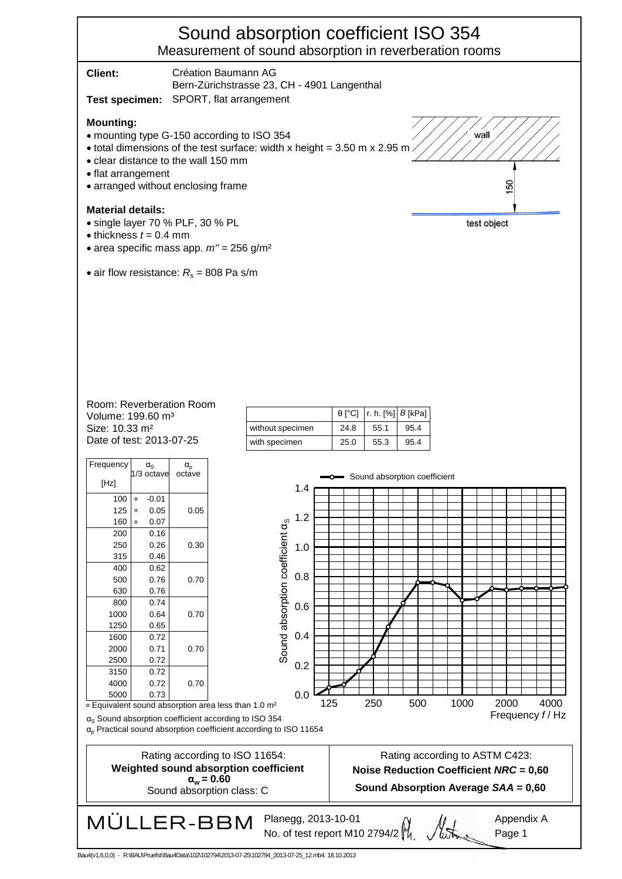# Sound absorption coefficient ISO 354

## Measurement of sound absorption in reverberation rooms

**Client:** Création Baumann AG
Bern-Zürichstrasse 23, CH - 4901 Langenthal

**Test specimen:** SPORT, flat arrangement

**Mounting:**

- mounting type G-150 according to ISO 354
- total dimensions of the test surface: width x height = 3.50 m x 2.95 m
- clear distance to the wall 150 mm
- flat arrangement
- arranged without enclosing frame

wall

150

test object

**Material details:**

- single layer 70 % PLF, 30 % PL
- thickness $t$ = 0.4 mm
- area specific mass app. $m''$ = 256 g/m²
- air flow resistance: $R_s$ = 808 Pa s/m

Room: Reverberation Room
Volume: 199.60 m³
Size: 10.33 m²
Date of test: 2013-07-25

| | θ [°C] | r. h. [%] | $B$ [kPa] |
|---|---|---|---|
| without specimen | 24.8 | 55.1 | 95.4 |
| with specimen | 25.0 | 55.3 | 95.4 |

| Frequency [Hz] | $\alpha_S$ 1/3 octave | $\alpha_p$ octave |
|---|---|---|
| 100 | ∘ -0.01 | |
| 125 | ∘ 0.05 | 0.05 |
| 160 | ∘ 0.07 | |
| 200 | 0.16 | |
| 250 | 0.26 | 0.30 |
| 315 | 0.46 | |
| 400 | 0.62 | |
| 500 | 0.76 | 0.70 |
| 630 | 0.76 | |
| 800 | 0.74 | |
| 1000 | 0.64 | 0.70 |
| 1250 | 0.65 | |
| 1600 | 0.72 | |
| 2000 | 0.71 | 0.70 |
| 2500 | 0.72 | |
| 3150 | 0.72 | |
| 4000 | 0.72 | 0.70 |
| 5000 | 0.73 | |

∘ Equivalent sound absorption area less than 1.0 m²

$\alpha_S$ Sound absorption coefficient according to ISO 354

$\alpha_p$ Practical sound absorption coefficient according to ISO 11654

Rating according to ISO 11654:
**Weighted sound absorption coefficient**
**$\alpha_w$ = 0.60**
Sound absorption class: C

Rating according to ASTM C423:
**Noise Reduction Coefficient *NRC* = 0,60**
**Sound Absorption Average *SAA* = 0,60**

MÜLLER-BBM
Planegg, 2013-10-01
No. of test report M10 2794/2

Appendix A
Page 1

Bau4(v1,6,0,0) - R:\BAU\Pruefst\Bau4Data\102\102794\2013-07-25\102794_2013-07-25_12.mb4: 18.10.2013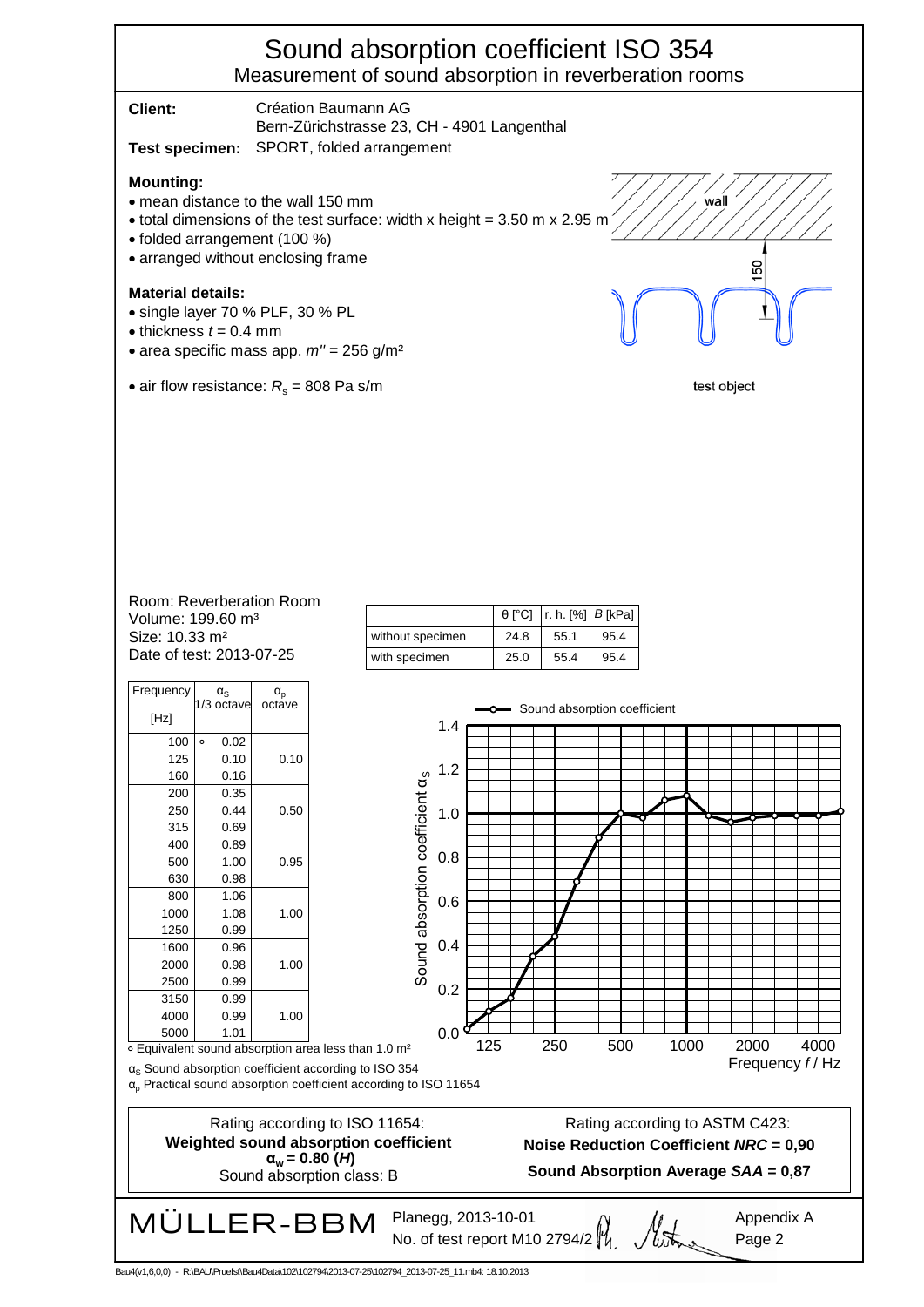# Sound absorption coefficient ISO 354

Measurement of sound absorption in reverberation rooms

**Client:** Création Baumann AG
Bern-Zürichstrasse 23, CH - 4901 Langenthal

**Test specimen:** SPORT, folded arrangement

**Mounting:**

- mean distance to the wall 150 mm
- total dimensions of the test surface: width x height = 3.50 m x 2.95 m
- folded arrangement (100 %)
- arranged without enclosing frame

**Material details:**

- single layer 70 % PLF, 30 % PL
- thickness $t$ = 0.4 mm
- area specific mass app. $m''$ = 256 g/m²
- air flow resistance: $R_s$ = 808 Pa s/m

wall

150

test object

Room: Reverberation Room
Volume: 199.60 m³
Size: 10.33 m²
Date of test: 2013-07-25

| | θ [°C] | r. h. [%] | $B$ [kPa] |
|---|---|---|---|
| without specimen | 24.8 | 55.1 | 95.4 |
| with specimen | 25.0 | 55.4 | 95.4 |

| Frequency [Hz] | $\alpha_S$ 1/3 octave | $\alpha_p$ octave |
|---|---|---|
| 100 | ∘ 0.02 | |
| 125 | 0.10 | 0.10 |
| 160 | 0.16 | |
| 200 | 0.35 | |
| 250 | 0.44 | 0.50 |
| 315 | 0.69 | |
| 400 | 0.89 | |
| 500 | 1.00 | 0.95 |
| 630 | 0.98 | |
| 800 | 1.06 | |
| 1000 | 1.08 | 1.00 |
| 1250 | 0.99 | |
| 1600 | 0.96 | |
| 2000 | 0.98 | 1.00 |
| 2500 | 0.99 | |
| 3150 | 0.99 | |
| 4000 | 0.99 | 1.00 |
| 5000 | 1.01 | |

∘ Equivalent sound absorption area less than 1.0 m²

$\alpha_S$ Sound absorption coefficient according to ISO 354

$\alpha_p$ Practical sound absorption coefficient according to ISO 11654

| Rating according to ISO 11654: | Rating according to ASTM C423: |
|---|---|
| **Weighted sound absorption coefficient $\alpha_w$ = 0.80 (*H*)** | **Noise Reduction Coefficient *NRC* = 0,90** |
| Sound absorption class: B | **Sound Absorption Average *SAA* = 0,87** |

MÜLLER-BBM

Planegg, 2013-10-01
No. of test report M10 2794/2

Appendix A
Page 2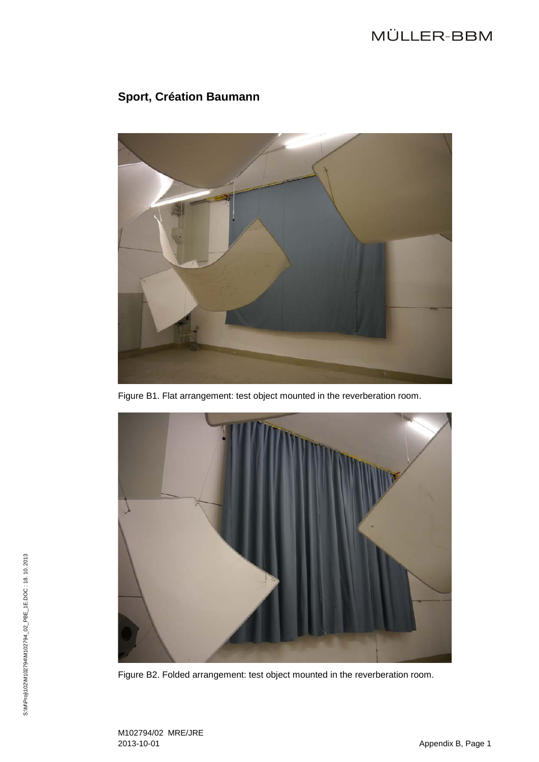## Sport, Création Baumann

Figure B1. Flat arrangement: test object mounted in the reverberation room.

Figure B2. Folded arrangement: test object mounted in the reverberation room.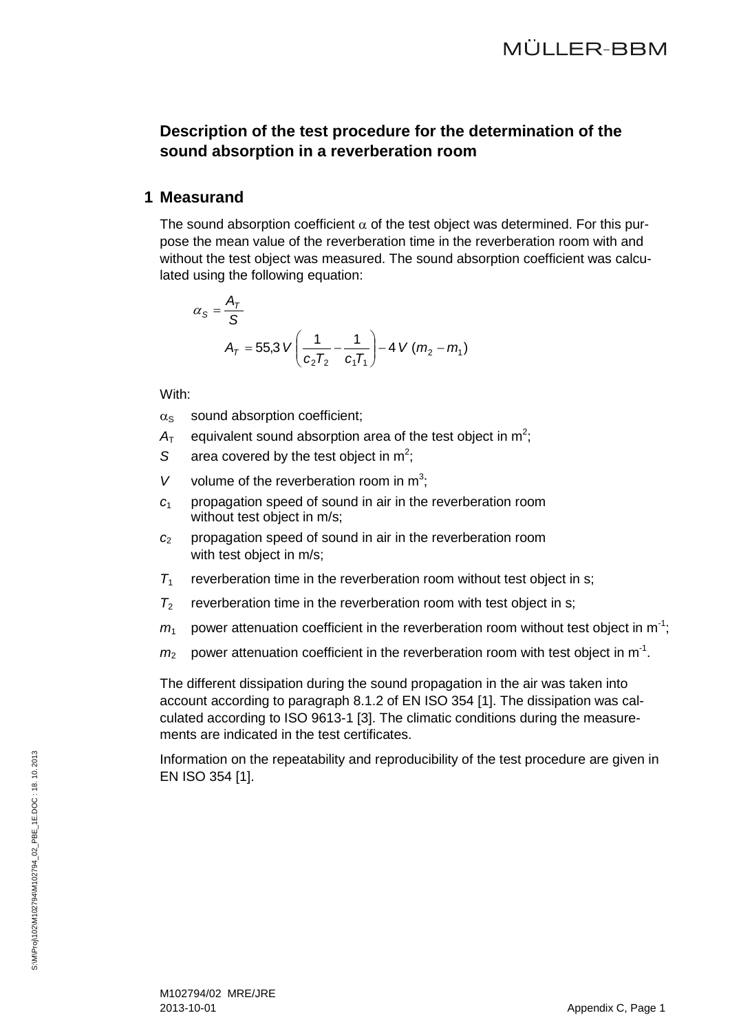## Description of the test procedure for the determination of the sound absorption in a reverberation room

## 1 Measurand

The sound absorption coefficient $\alpha$ of the test object was determined. For this purpose the mean value of the reverberation time in the reverberation room with and without the test object was measured. The sound absorption coefficient was calculated using the following equation:

$$\alpha_S = \frac{A_T}{S}$$

$$A_T = 55{,}3\,V\left(\frac{1}{c_2 T_2} - \frac{1}{c_1 T_1}\right) - 4\,V\,(m_2 - m_1)$$

With:

- $\alpha_S$ sound absorption coefficient;
- $A_T$ equivalent sound absorption area of the test object in $m^2$;
- $S$ area covered by the test object in $m^2$;
- $V$ volume of the reverberation room in $m^3$;
- $c_1$ propagation speed of sound in air in the reverberation room without test object in m/s;
- $c_2$ propagation speed of sound in air in the reverberation room with test object in m/s;
- $T_1$ reverberation time in the reverberation room without test object in s;
- $T_2$ reverberation time in the reverberation room with test object in s;
- $m_1$ power attenuation coefficient in the reverberation room without test object in $m^{-1}$;
- $m_2$ power attenuation coefficient in the reverberation room with test object in $m^{-1}$.

The different dissipation during the sound propagation in the air was taken into account according to paragraph 8.1.2 of EN ISO 354 [1]. The dissipation was calculated according to ISO 9613-1 [3]. The climatic conditions during the measurements are indicated in the test certificates.

Information on the repeatability and reproducibility of the test procedure are given in EN ISO 354 [1].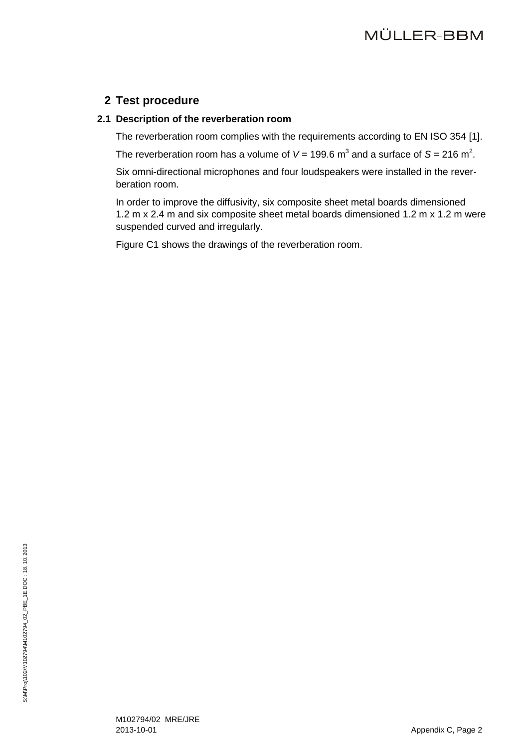## 2 Test procedure

### 2.1 Description of the reverberation room

The reverberation room complies with the requirements according to EN ISO 354 [1].

The reverberation room has a volume of $V$ = 199.6 $m^3$ and a surface of $S$ = 216 $m^2$.

Six omni-directional microphones and four loudspeakers were installed in the reverberation room.

In order to improve the diffusivity, six composite sheet metal boards dimensioned 1.2 m x 2.4 m and six composite sheet metal boards dimensioned 1.2 m x 1.2 m were suspended curved and irregularly.

Figure C1 shows the drawings of the reverberation room.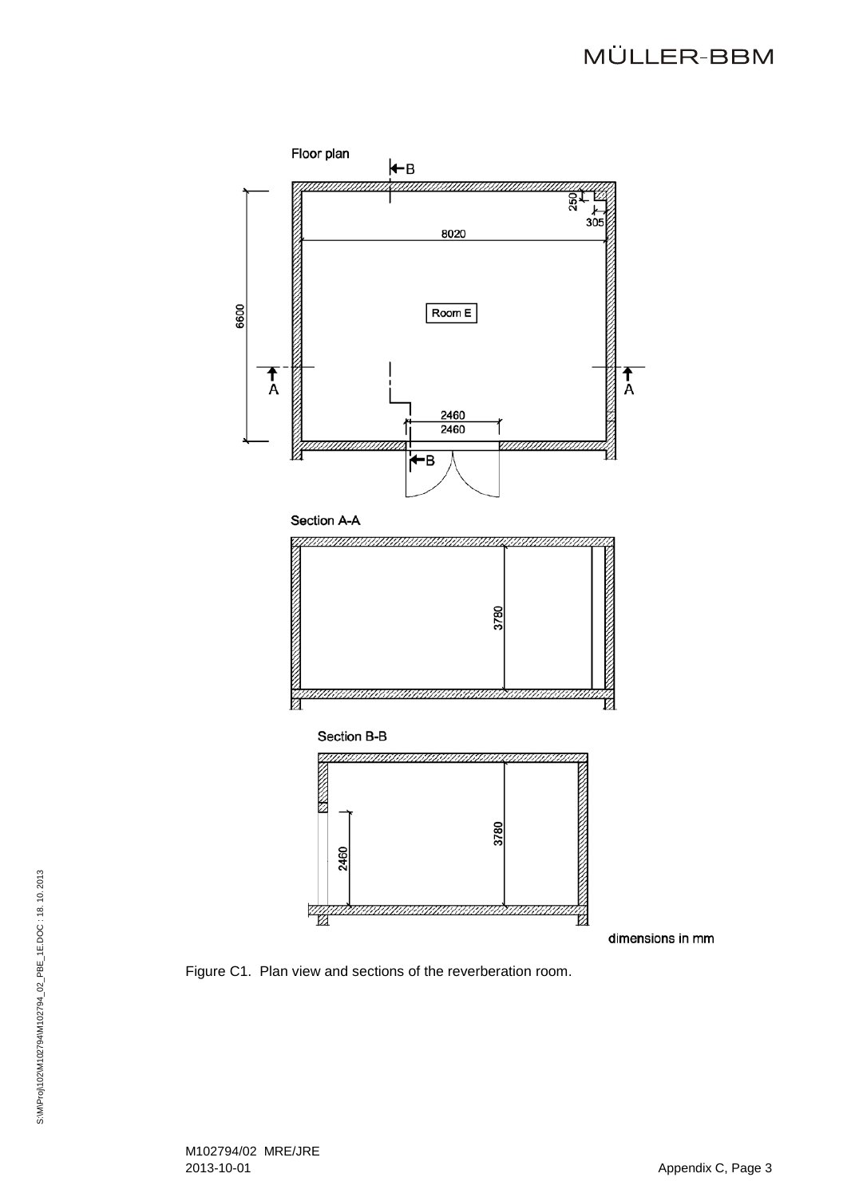Floor plan

Room E

8020

6600

250

305

2460

2460

A

A

B

B

Section A-A

3780

Section B-B

3780

2460

dimensions in mm

Figure C1. Plan view and sections of the reverberation room.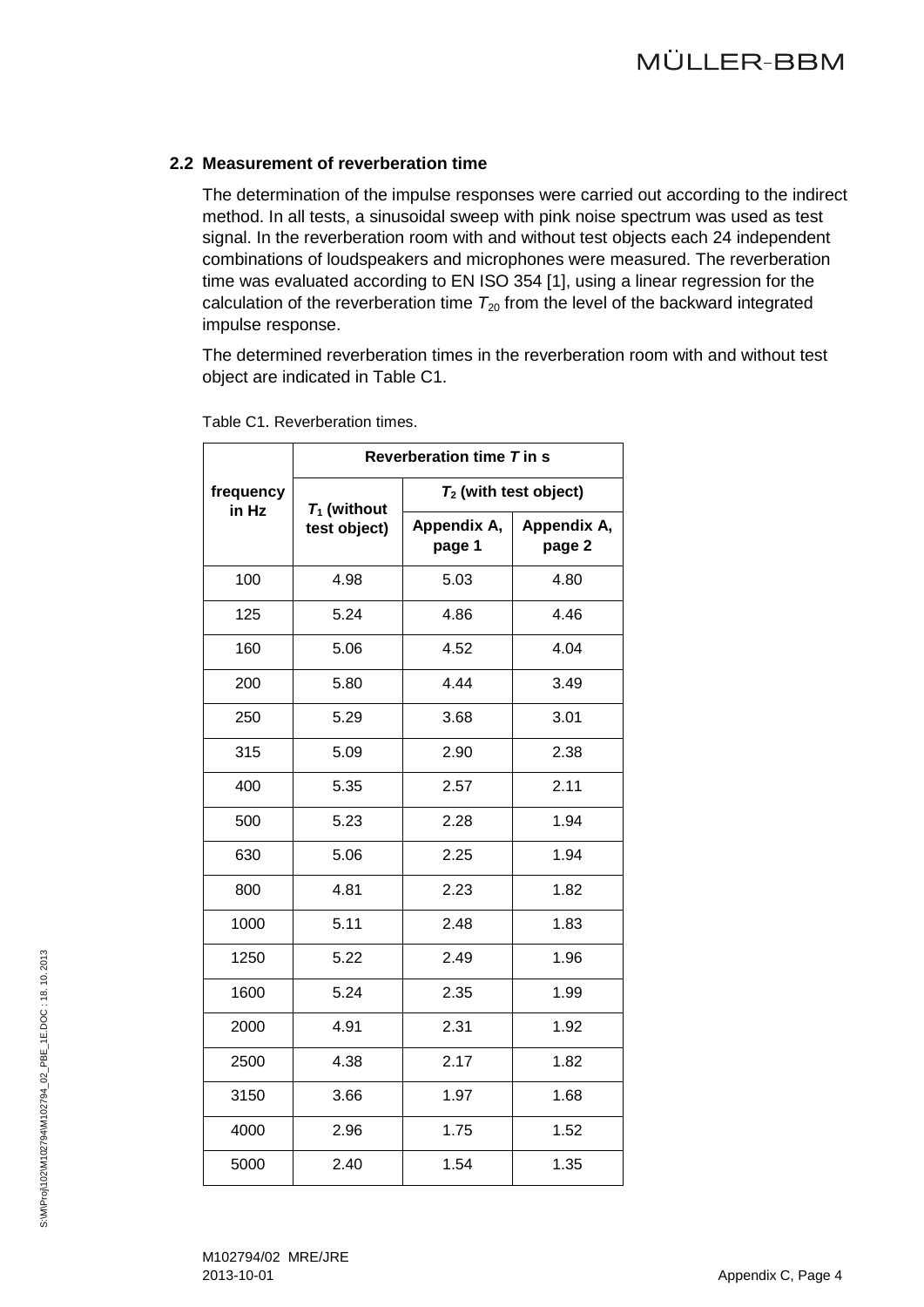## 2.2 Measurement of reverberation time

The determination of the impulse responses were carried out according to the indirect method. In all tests, a sinusoidal sweep with pink noise spectrum was used as test signal. In the reverberation room with and without test objects each 24 independent combinations of loudspeakers and microphones were measured. The reverberation time was evaluated according to EN ISO 354 [1], using a linear regression for the calculation of the reverberation time $T_{20}$ from the level of the backward integrated impulse response.

The determined reverberation times in the reverberation room with and without test object are indicated in Table C1.

Table C1. Reverberation times.

| frequency in Hz | Reverberation time *T* in s | | |
|---|---|---|---|
| | $T_1$ (without test object) | $T_2$ (with test object) | |
| | | Appendix A, page 1 | Appendix A, page 2 |
| 100 | 4.98 | 5.03 | 4.80 |
| 125 | 5.24 | 4.86 | 4.46 |
| 160 | 5.06 | 4.52 | 4.04 |
| 200 | 5.80 | 4.44 | 3.49 |
| 250 | 5.29 | 3.68 | 3.01 |
| 315 | 5.09 | 2.90 | 2.38 |
| 400 | 5.35 | 2.57 | 2.11 |
| 500 | 5.23 | 2.28 | 1.94 |
| 630 | 5.06 | 2.25 | 1.94 |
| 800 | 4.81 | 2.23 | 1.82 |
| 1000 | 5.11 | 2.48 | 1.83 |
| 1250 | 5.22 | 2.49 | 1.96 |
| 1600 | 5.24 | 2.35 | 1.99 |
| 2000 | 4.91 | 2.31 | 1.92 |
| 2500 | 4.38 | 2.17 | 1.82 |
| 3150 | 3.66 | 1.97 | 1.68 |
| 4000 | 2.96 | 1.75 | 1.52 |
| 5000 | 2.40 | 1.54 | 1.35 |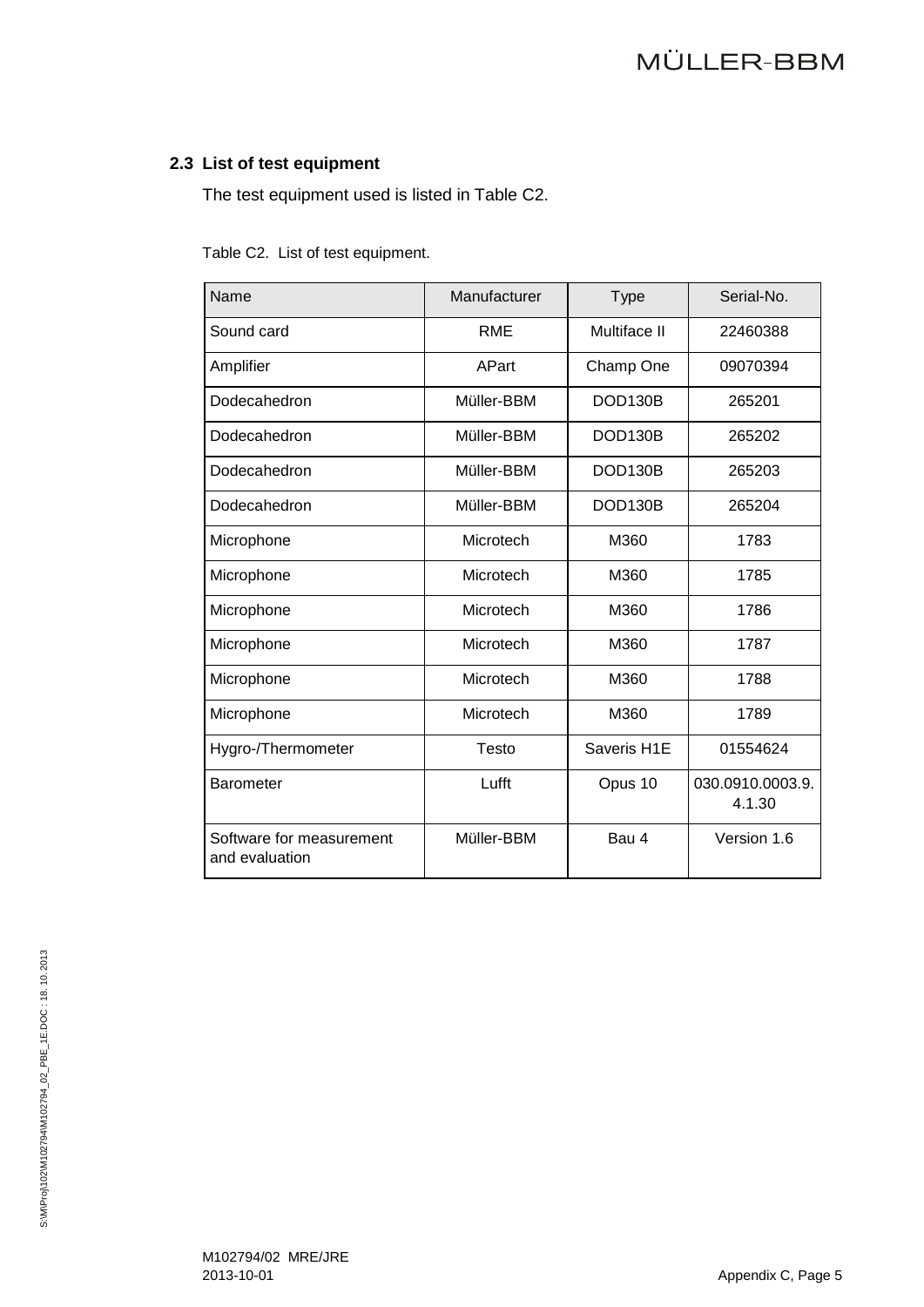### 2.3 List of test equipment

The test equipment used is listed in Table C2.

Table C2. List of test equipment.

| Name | Manufacturer | Type | Serial-No. |
|---|---|---|---|
| Sound card | RME | Multiface II | 22460388 |
| Amplifier | APart | Champ One | 09070394 |
| Dodecahedron | Müller-BBM | DOD130B | 265201 |
| Dodecahedron | Müller-BBM | DOD130B | 265202 |
| Dodecahedron | Müller-BBM | DOD130B | 265203 |
| Dodecahedron | Müller-BBM | DOD130B | 265204 |
| Microphone | Microtech | M360 | 1783 |
| Microphone | Microtech | M360 | 1785 |
| Microphone | Microtech | M360 | 1786 |
| Microphone | Microtech | M360 | 1787 |
| Microphone | Microtech | M360 | 1788 |
| Microphone | Microtech | M360 | 1789 |
| Hygro-/Thermometer | Testo | Saveris H1E | 01554624 |
| Barometer | Lufft | Opus 10 | 030.0910.0003.9.4.1.30 |
| Software for measurement and evaluation | Müller-BBM | Bau 4 | Version 1.6 |